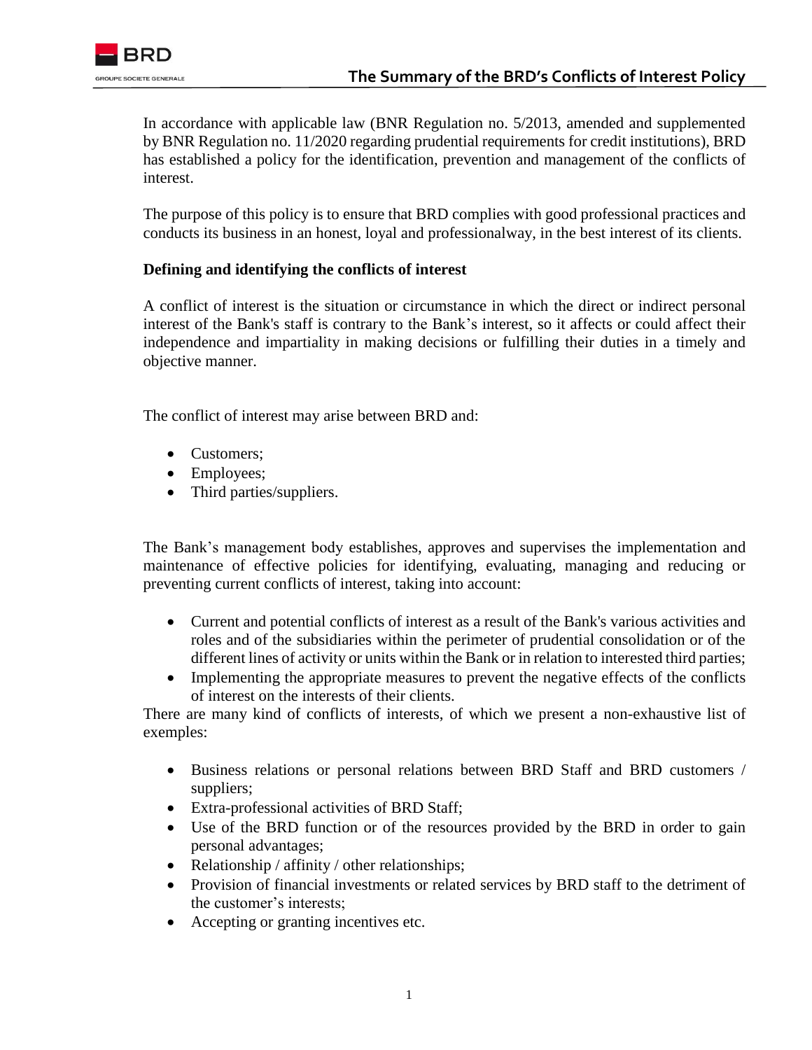# The Summary of the BRD's Conflicts of Interest Policy

In accordance with applicable law (BNR Regulation no. 5/2013, amended and supplemented by BNR Regulation no. 11/2020 regarding prudential requirements for credit institutions), BRD has established a policy for the identification, prevention and management of the conflicts of interest.

The purpose of this policy is to ensure that BRD complies with good professional practices and conducts its business in an honest, loyal and professionalway, in the best interest of its clients.

**Defining and identifying the conflicts of interest**

A conflict of interest is the situation or circumstance in which the direct or indirect personal interest of the Bank's staff is contrary to the Bank's interest, so it affects or could affect their independence and impartiality in making decisions or fulfilling their duties in a timely and objective manner.

The conflict of interest may arise between BRD and:

- Customers;
- Employees;
- Third parties/suppliers.

The Bank's management body establishes, approves and supervises the implementation and maintenance of effective policies for identifying, evaluating, managing and reducing or preventing current conflicts of interest, taking into account:

- Current and potential conflicts of interest as a result of the Bank's various activities and roles and of the subsidiaries within the perimeter of prudential consolidation or of the different lines of activity or units within the Bank or in relation to interested third parties;
- Implementing the appropriate measures to prevent the negative effects of the conflicts of interest on the interests of their clients.

There are many kind of conflicts of interests, of which we present a non-exhaustive list of exemples:

- Business relations or personal relations between BRD Staff and BRD customers / suppliers;
- Extra-professional activities of BRD Staff;
- Use of the BRD function or of the resources provided by the BRD in order to gain personal advantages;
- Relationship / affinity / other relationships;
- Provision of financial investments or related services by BRD staff to the detriment of the customer's interests;
- Accepting or granting incentives etc.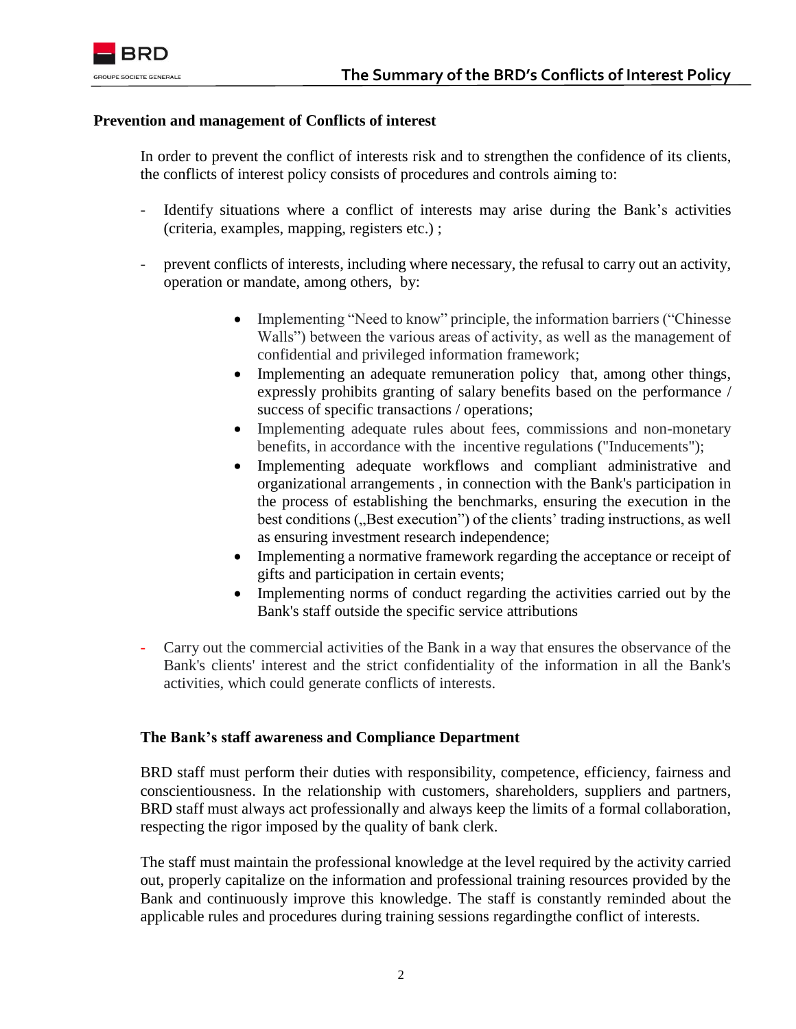**Prevention and management of Conflicts of interest**

In order to prevent the conflict of interests risk and to strengthen the confidence of its clients, the conflicts of interest policy consists of procedures and controls aiming to:

- Identify situations where a conflict of interests may arise during the Bank's activities (criteria, examples, mapping, registers etc.) ;
- prevent conflicts of interests, including where necessary, the refusal to carry out an activity, operation or mandate, among others, by:
    - Implementing "Need to know" principle, the information barriers ("Chinesse Walls") between the various areas of activity, as well as the management of confidential and privileged information framework;
    - Implementing an adequate remuneration policy that, among other things, expressly prohibits granting of salary benefits based on the performance / success of specific transactions / operations;
    - Implementing adequate rules about fees, commissions and non-monetary benefits, in accordance with the incentive regulations ("Inducements");
    - Implementing adequate workflows and compliant administrative and organizational arrangements , in connection with the Bank's participation in the process of establishing the benchmarks, ensuring the execution in the best conditions („Best execution") of the clients' trading instructions, as well as ensuring investment research independence;
    - Implementing a normative framework regarding the acceptance or receipt of gifts and participation in certain events;
    - Implementing norms of conduct regarding the activities carried out by the Bank's staff outside the specific service attributions
- Carry out the commercial activities of the Bank in a way that ensures the observance of the Bank's clients' interest and the strict confidentiality of the information in all the Bank's activities, which could generate conflicts of interests.

**The Bank's staff awareness and Compliance Department**

BRD staff must perform their duties with responsibility, competence, efficiency, fairness and conscientiousness. In the relationship with customers, shareholders, suppliers and partners, BRD staff must always act professionally and always keep the limits of a formal collaboration, respecting the rigor imposed by the quality of bank clerk.

The staff must maintain the professional knowledge at the level required by the activity carried out, properly capitalize on the information and professional training resources provided by the Bank and continuously improve this knowledge. The staff is constantly reminded about the applicable rules and procedures during training sessions regardingthe conflict of interests.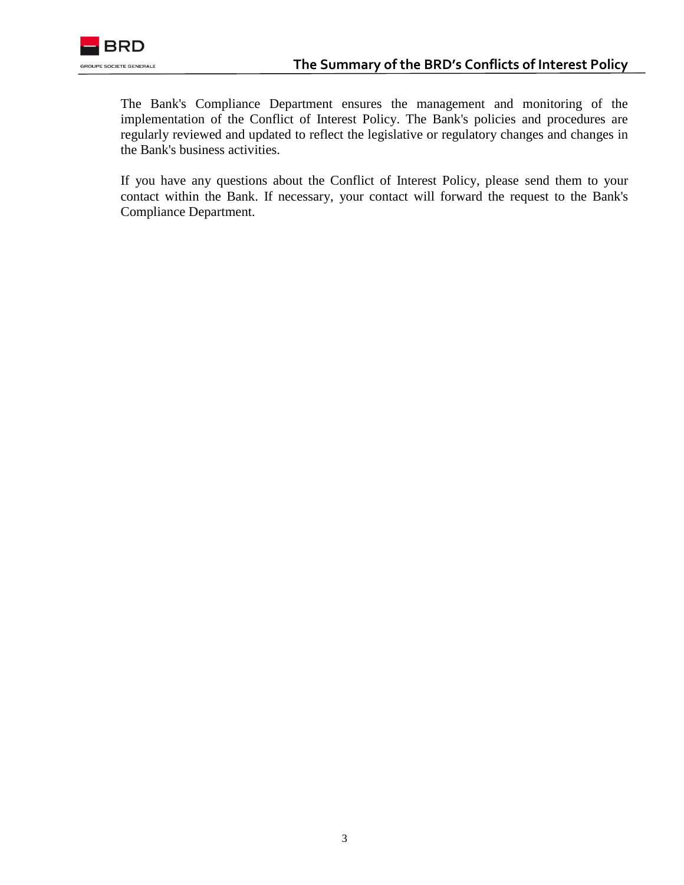The Bank's Compliance Department ensures the management and monitoring of the implementation of the Conflict of Interest Policy. The Bank's policies and procedures are regularly reviewed and updated to reflect the legislative or regulatory changes and changes in the Bank's business activities.

If you have any questions about the Conflict of Interest Policy, please send them to your contact within the Bank. If necessary, your contact will forward the request to the Bank's Compliance Department.